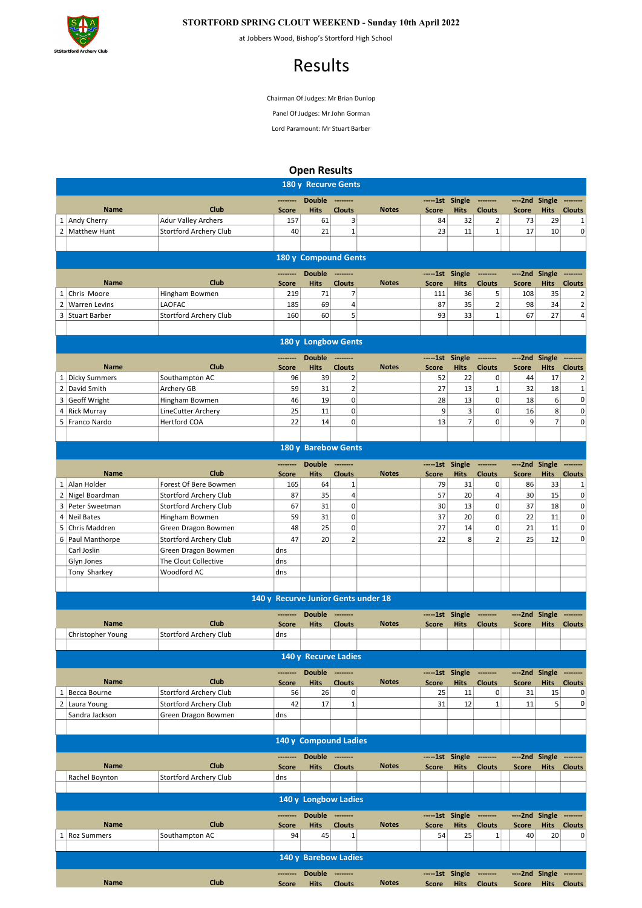StStortford Archery Club

**STORTFORD SPRING CLOUT WEEKEND - Sunday 10th April 2022**

at Jobbers Wood, Bishop's Stortford High School

# Results

Chairman Of Judges: Mr Brian Dunlop

Panel Of Judges: Mr John Gorman

Lord Paramount: Mr Stuart Barber

## Open Results

### 180 y Recurve Gents

| | Name | Club | Double Score | Double Hits | Double Clouts | Notes | 1st Single Score | 1st Single Hits | 1st Single Clouts | 2nd Single Score | 2nd Single Hits | 2nd Single Clouts |
|---|---|---|---|---|---|---|---|---|---|---|---|---|
| 1 | Andy Cherry | Adur Valley Archers | 157 | 61 | 3 | | 84 | 32 | 2 | 73 | 29 | 1 |
| 2 | Matthew Hunt | Stortford Archery Club | 40 | 21 | 1 | | 23 | 11 | 1 | 17 | 10 | 0 |

### 180 y Compound Gents

| | Name | Club | Double Score | Double Hits | Double Clouts | Notes | 1st Single Score | 1st Single Hits | 1st Single Clouts | 2nd Single Score | 2nd Single Hits | 2nd Single Clouts |
|---|---|---|---|---|---|---|---|---|---|---|---|---|
| 1 | Chris Moore | Hingham Bowmen | 219 | 71 | 7 | | 111 | 36 | 5 | 108 | 35 | 2 |
| 2 | Warren Levins | LAOFAC | 185 | 69 | 4 | | 87 | 35 | 2 | 98 | 34 | 2 |
| 3 | Stuart Barber | Stortford Archery Club | 160 | 60 | 5 | | 93 | 33 | 1 | 67 | 27 | 4 |

### 180 y Longbow Gents

| | Name | Club | Double Score | Double Hits | Double Clouts | Notes | 1st Single Score | 1st Single Hits | 1st Single Clouts | 2nd Single Score | 2nd Single Hits | 2nd Single Clouts |
|---|---|---|---|---|---|---|---|---|---|---|---|---|
| 1 | Dicky Summers | Southampton AC | 96 | 39 | 2 | | 52 | 22 | 0 | 44 | 17 | 2 |
| 2 | David Smith | Archery GB | 59 | 31 | 2 | | 27 | 13 | 1 | 32 | 18 | 1 |
| 3 | Geoff Wright | Hingham Bowmen | 46 | 19 | 0 | | 28 | 13 | 0 | 18 | 6 | 0 |
| 4 | Rick Murray | LineCutter Archery | 25 | 11 | 0 | | 9 | 3 | 0 | 16 | 8 | 0 |
| 5 | Franco Nardo | Hertford COA | 22 | 14 | 0 | | 13 | 7 | 0 | 9 | 7 | 0 |

### 180 y Barebow Gents

| | Name | Club | Double Score | Double Hits | Double Clouts | Notes | 1st Single Score | 1st Single Hits | 1st Single Clouts | 2nd Single Score | 2nd Single Hits | 2nd Single Clouts |
|---|---|---|---|---|---|---|---|---|---|---|---|---|
| 1 | Alan Holder | Forest Of Bere Bowmen | 165 | 64 | 1 | | 79 | 31 | 0 | 86 | 33 | 1 |
| 2 | Nigel Boardman | Stortford Archery Club | 87 | 35 | 4 | | 57 | 20 | 4 | 30 | 15 | 0 |
| 3 | Peter Sweetman | Stortford Archery Club | 67 | 31 | 0 | | 30 | 13 | 0 | 37 | 18 | 0 |
| 4 | Neil Bates | Hingham Bowmen | 59 | 31 | 0 | | 37 | 20 | 0 | 22 | 11 | 0 |
| 5 | Chris Maddren | Green Dragon Bowmen | 48 | 25 | 0 | | 27 | 14 | 0 | 21 | 11 | 0 |
| 6 | Paul Manthorpe | Stortford Archery Club | 47 | 20 | 2 | | 22 | 8 | 2 | 25 | 12 | 0 |
| | Carl Joslin | Green Dragon Bowmen | dns | | | | | | | | | |
| | Glyn Jones | The Clout Collective | dns | | | | | | | | | |
| | Tony Sharkey | Woodford AC | dns | | | | | | | | | |

### 140 y Recurve Junior Gents under 18

| | Name | Club | Double Score | Double Hits | Double Clouts | Notes | 1st Single Score | 1st Single Hits | 1st Single Clouts | 2nd Single Score | 2nd Single Hits | 2nd Single Clouts |
|---|---|---|---|---|---|---|---|---|---|---|---|---|
| | Christopher Young | Stortford Archery Club | dns | | | | | | | | | |

### 140 y Recurve Ladies

| | Name | Club | Double Score | Double Hits | Double Clouts | Notes | 1st Single Score | 1st Single Hits | 1st Single Clouts | 2nd Single Score | 2nd Single Hits | 2nd Single Clouts |
|---|---|---|---|---|---|---|---|---|---|---|---|---|
| 1 | Becca Bourne | Stortford Archery Club | 56 | 26 | 0 | | 25 | 11 | 0 | 31 | 15 | 0 |
| 2 | Laura Young | Stortford Archery Club | 42 | 17 | 1 | | 31 | 12 | 1 | 11 | 5 | 0 |
| | Sandra Jackson | Green Dragon Bowmen | dns | | | | | | | | | |

### 140 y Compound Ladies

| | Name | Club | Double Score | Double Hits | Double Clouts | Notes | 1st Single Score | 1st Single Hits | 1st Single Clouts | 2nd Single Score | 2nd Single Hits | 2nd Single Clouts |
|---|---|---|---|---|---|---|---|---|---|---|---|---|
| | Rachel Boynton | Stortford Archery Club | dns | | | | | | | | | |

### 140 y Longbow Ladies

| | Name | Club | Double Score | Double Hits | Double Clouts | Notes | 1st Single Score | 1st Single Hits | 1st Single Clouts | 2nd Single Score | 2nd Single Hits | 2nd Single Clouts |
|---|---|---|---|---|---|---|---|---|---|---|---|---|
| 1 | Roz Summers | Southampton AC | 94 | 45 | 1 | | 54 | 25 | 1 | 40 | 20 | 0 |

### 140 y Barebow Ladies

| | Name | Club | Double Score | Double Hits | Double Clouts | Notes | 1st Single Score | 1st Single Hits | 1st Single Clouts | 2nd Single Score | 2nd Single Hits | 2nd Single Clouts |
|---|---|---|---|---|---|---|---|---|---|---|---|---|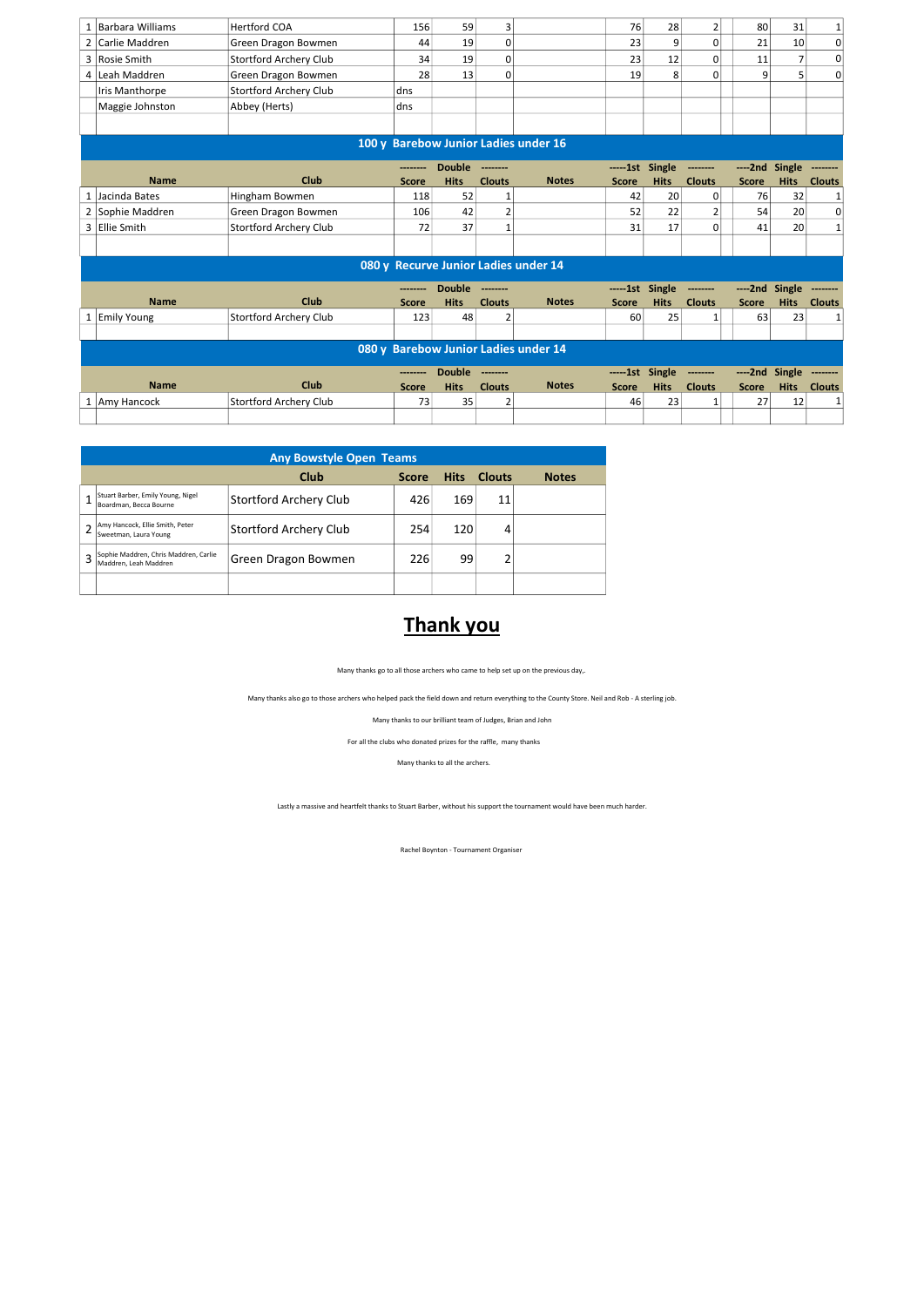| | Name | Club | Score | Hits | Clouts | Notes | Score | Hits | Clouts | | Score | Hits | Clouts |
|---|---|---|---|---|---|---|---|---|---|---|---|---|---|
| 1 | Barbara Williams | Hertford COA | 156 | 59 | 3 | | 76 | 28 | 2 | | 80 | 31 | 1 |
| 2 | Carlie Maddren | Green Dragon Bowmen | 44 | 19 | 0 | | 23 | 9 | 0 | | 21 | 10 | 0 |
| 3 | Rosie Smith | Stortford Archery Club | 34 | 19 | 0 | | 23 | 12 | 0 | | 11 | 7 | 0 |
| 4 | Leah Maddren | Green Dragon Bowmen | 28 | 13 | 0 | | 19 | 8 | 0 | | 9 | 5 | 0 |
| | Iris Manthorpe | Stortford Archery Club | dns | | | | | | | | | | |
| | Maggie Johnston | Abbey (Herts) | dns | | | | | | | | | | |

## 100 y Barebow Junior Ladies under 16

| | Name | Club | -------- Double -------- Score | Hits | Clouts | Notes | -----1st Single -------- Score | Hits | Clouts | | ----2nd Single -------- Score | Hits | Clouts |
|---|---|---|---|---|---|---|---|---|---|---|---|---|---|
| 1 | Jacinda Bates | Hingham Bowmen | 118 | 52 | 1 | | 42 | 20 | 0 | | 76 | 32 | 1 |
| 2 | Sophie Maddren | Green Dragon Bowmen | 106 | 42 | 2 | | 52 | 22 | 2 | | 54 | 20 | 0 |
| 3 | Ellie Smith | Stortford Archery Club | 72 | 37 | 1 | | 31 | 17 | 0 | | 41 | 20 | 1 |

## 080 y Recurve Junior Ladies under 14

| | Name | Club | -------- Double -------- Score | Hits | Clouts | Notes | -----1st Single -------- Score | Hits | Clouts | | ----2nd Single -------- Score | Hits | Clouts |
|---|---|---|---|---|---|---|---|---|---|---|---|---|---|
| 1 | Emily Young | Stortford Archery Club | 123 | 48 | 2 | | 60 | 25 | 1 | | 63 | 23 | 1 |

## 080 y Barebow Junior Ladies under 14

| | Name | Club | -------- Double -------- Score | Hits | Clouts | Notes | -----1st Single -------- Score | Hits | Clouts | | ----2nd Single -------- Score | Hits | Clouts |
|---|---|---|---|---|---|---|---|---|---|---|---|---|---|
| 1 | Amy Hancock | Stortford Archery Club | 73 | 35 | 2 | | 46 | 23 | 1 | | 27 | 12 | 1 |

## Any Bowstyle Open Teams

| | | Club | Score | Hits | Clouts | Notes |
|---|---|---|---|---|---|---|
| 1 | Stuart Barber, Emily Young, Nigel Boardman, Becca Bourne | Stortford Archery Club | 426 | 169 | 11 | |
| 2 | Amy Hancock, Ellie Smith, Peter Sweetman, Laura Young | Stortford Archery Club | 254 | 120 | 4 | |
| 3 | Sophie Maddren, Chris Maddren, Carlie Maddren, Leah Maddren | Green Dragon Bowmen | 226 | 99 | 2 | |

# Thank you

Many thanks go to all those archers who came to help set up on the previous day,.

Many thanks also go to those archers who helped pack the field down and return everything to the County Store. Neil and Rob - A sterling job.

Many thanks to our brilliant team of Judges, Brian and John

For all the clubs who donated prizes for the raffle, many thanks

Many thanks to all the archers.

Lastly a massive and heartfelt thanks to Stuart Barber, without his support the tournament would have been much harder.

Rachel Boynton - Tournament Organiser